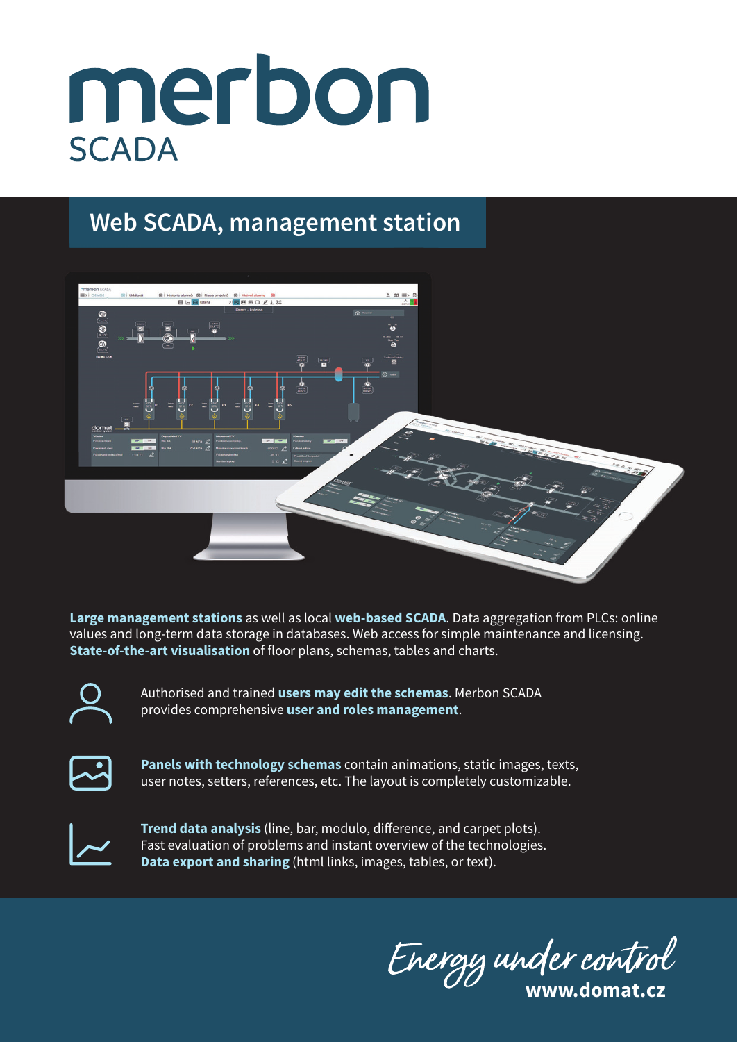# merbon SCADA

## Web SCADA, management station

**Large management stations** as well as local **web-based SCADA**. Data aggregation from PLCs: online values and long-term data storage in databases. Web access for simple maintenance and licensing. **State-of-the-art visualisation** of floor plans, schemas, tables and charts.

Authorised and trained **users may edit the schemas**. Merbon SCADA provides comprehensive **user and roles management**.

**Panels with technology schemas** contain animations, static images, texts, user notes, setters, references, etc. The layout is completely customizable.

**Trend data analysis** (line, bar, modulo, difference, and carpet plots). Fast evaluation of problems and instant overview of the technologies. **Data export and sharing** (html links, images, tables, or text).

*Energy under control*

**www.domat.cz**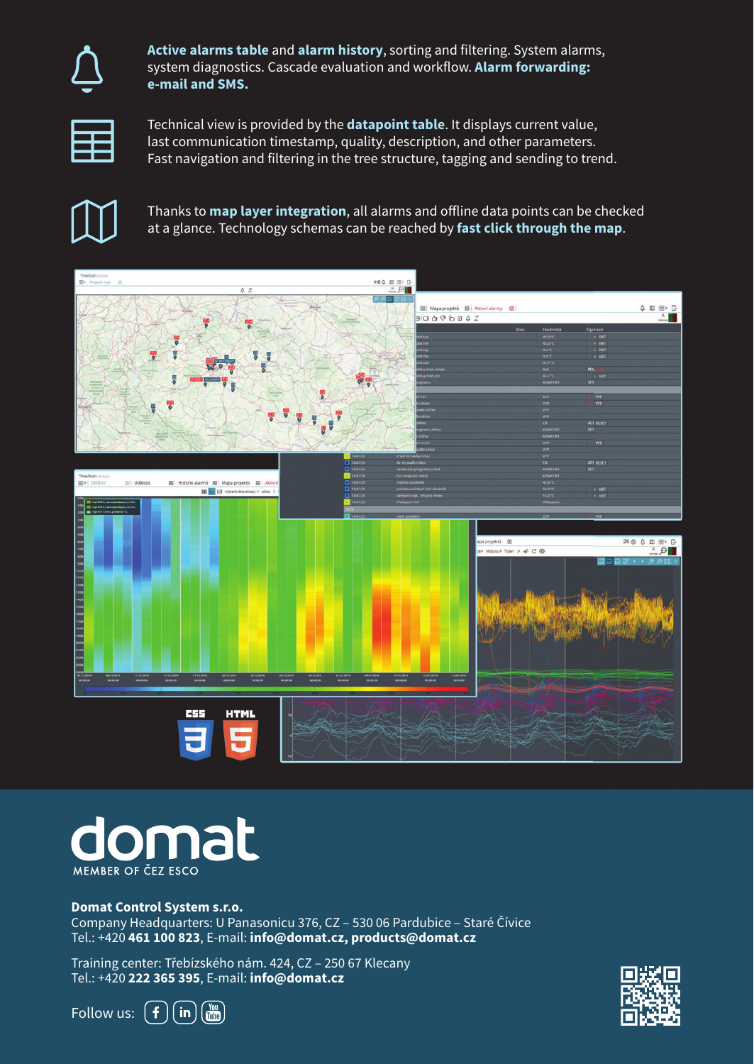**Active alarms table** and **alarm history**, sorting and filtering. System alarms, system diagnostics. Cascade evaluation and workflow. **Alarm forwarding: e-mail and SMS.**

Technical view is provided by the **datapoint table**. It displays current value, last communication timestamp, quality, description, and other parameters. Fast navigation and filtering in the tree structure, tagging and sending to trend.

Thanks to **map layer integration**, all alarms and offline data points can be checked at a glance. Technology schemas can be reached by **fast click through the map**.

domat

MEMBER OF ČEZ ESCO

**Domat Control System s.r.o.**
Company Headquarters: U Panasonicu 376, CZ – 530 06 Pardubice – Staré Čívice
Tel.: +420 **461 100 823**, E-mail: **info@domat.cz, products@domat.cz**

Training center: Třebízského nám. 424, CZ – 250 67 Klecany
Tel.: +420 **222 365 395**, E-mail: **info@domat.cz**

Follow us: